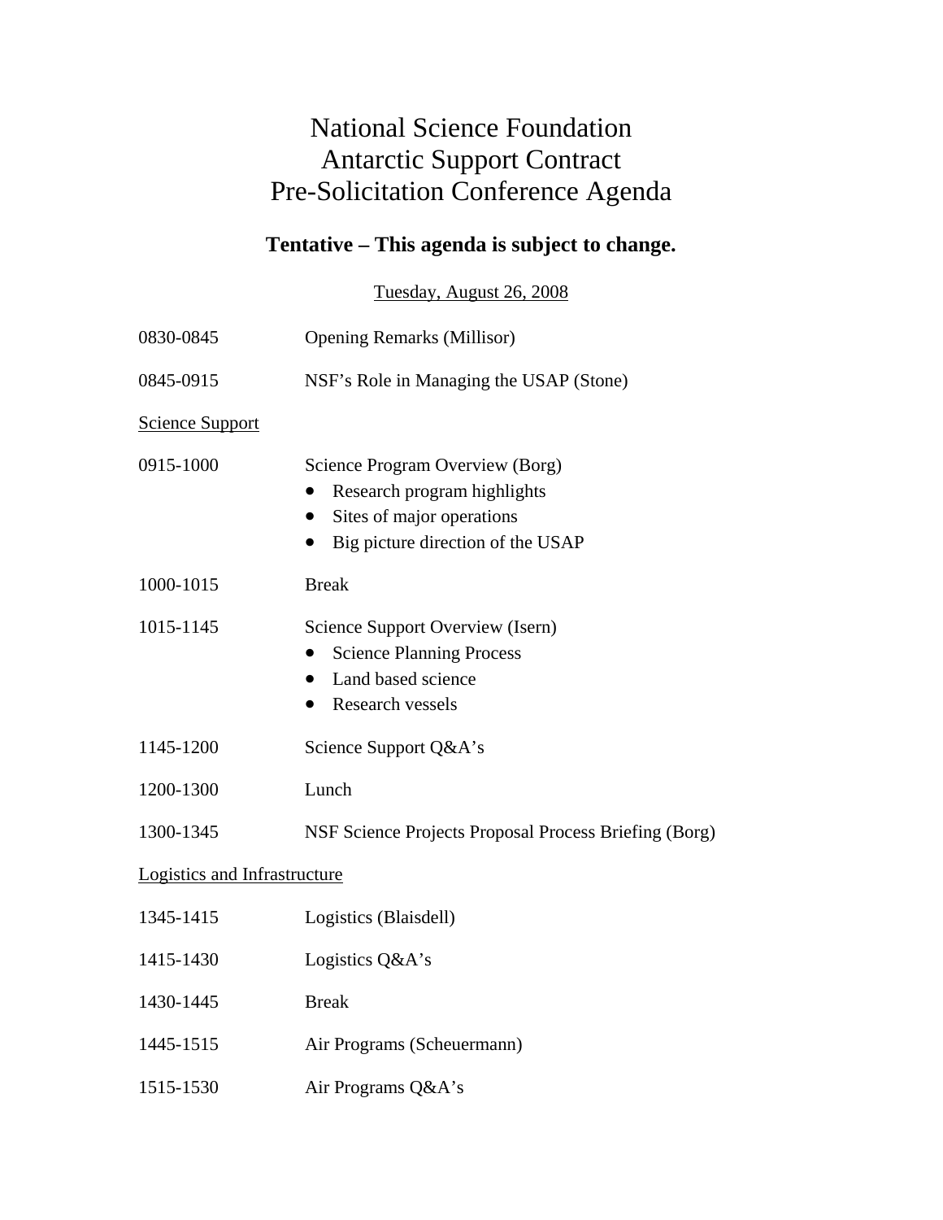# National Science Foundation
# Antarctic Support Contract
# Pre-Solicitation Conference Agenda

## Tentative – This agenda is subject to change.

Tuesday, August 26, 2008

0830-0845 Opening Remarks (Millisor)

0845-0915 NSF's Role in Managing the USAP (Stone)

Science Support

0915-1000 Science Program Overview (Borg)

- Research program highlights
- Sites of major operations
- Big picture direction of the USAP

1000-1015 Break

1015-1145 Science Support Overview (Isern)

- Science Planning Process
- Land based science
- Research vessels

1145-1200 Science Support Q&A's

1200-1300 Lunch

1300-1345 NSF Science Projects Proposal Process Briefing (Borg)

Logistics and Infrastructure

1345-1415 Logistics (Blaisdell)

1415-1430 Logistics Q&A's

1430-1445 Break

1445-1515 Air Programs (Scheuermann)

1515-1530 Air Programs Q&A's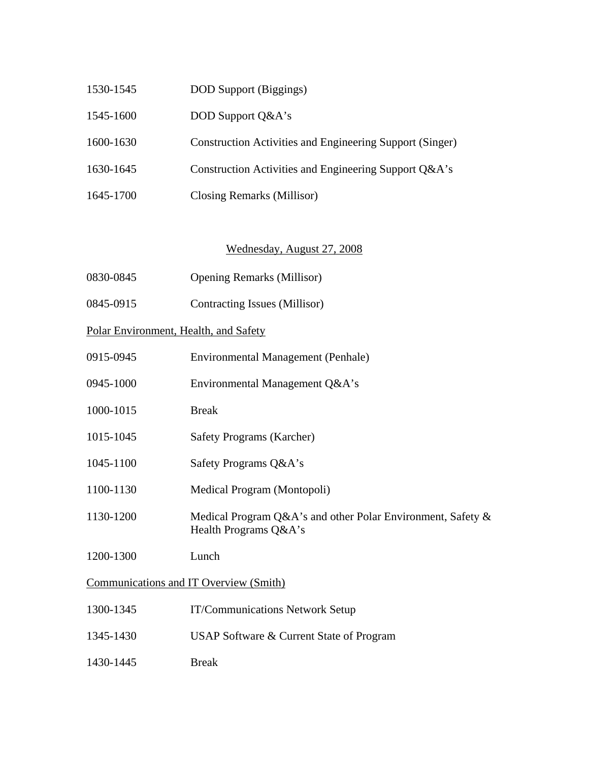| | |
|---|---|
| 1530-1545 | DOD Support (Biggings) |
| 1545-1600 | DOD Support Q&A's |
| 1600-1630 | Construction Activities and Engineering Support (Singer) |
| 1630-1645 | Construction Activities and Engineering Support Q&A's |
| 1645-1700 | Closing Remarks (Millisor) |

## Wednesday, August 27, 2008

| | |
|---|---|
| 0830-0845 | Opening Remarks (Millisor) |
| 0845-0915 | Contracting Issues (Millisor) |

### Polar Environment, Health, and Safety

| | |
|---|---|
| 0915-0945 | Environmental Management (Penhale) |
| 0945-1000 | Environmental Management Q&A's |
| 1000-1015 | Break |
| 1015-1045 | Safety Programs (Karcher) |
| 1045-1100 | Safety Programs Q&A's |
| 1100-1130 | Medical Program (Montopoli) |
| 1130-1200 | Medical Program Q&A's and other Polar Environment, Safety & Health Programs Q&A's |
| 1200-1300 | Lunch |

### Communications and IT Overview (Smith)

| | |
|---|---|
| 1300-1345 | IT/Communications Network Setup |
| 1345-1430 | USAP Software & Current State of Program |
| 1430-1445 | Break |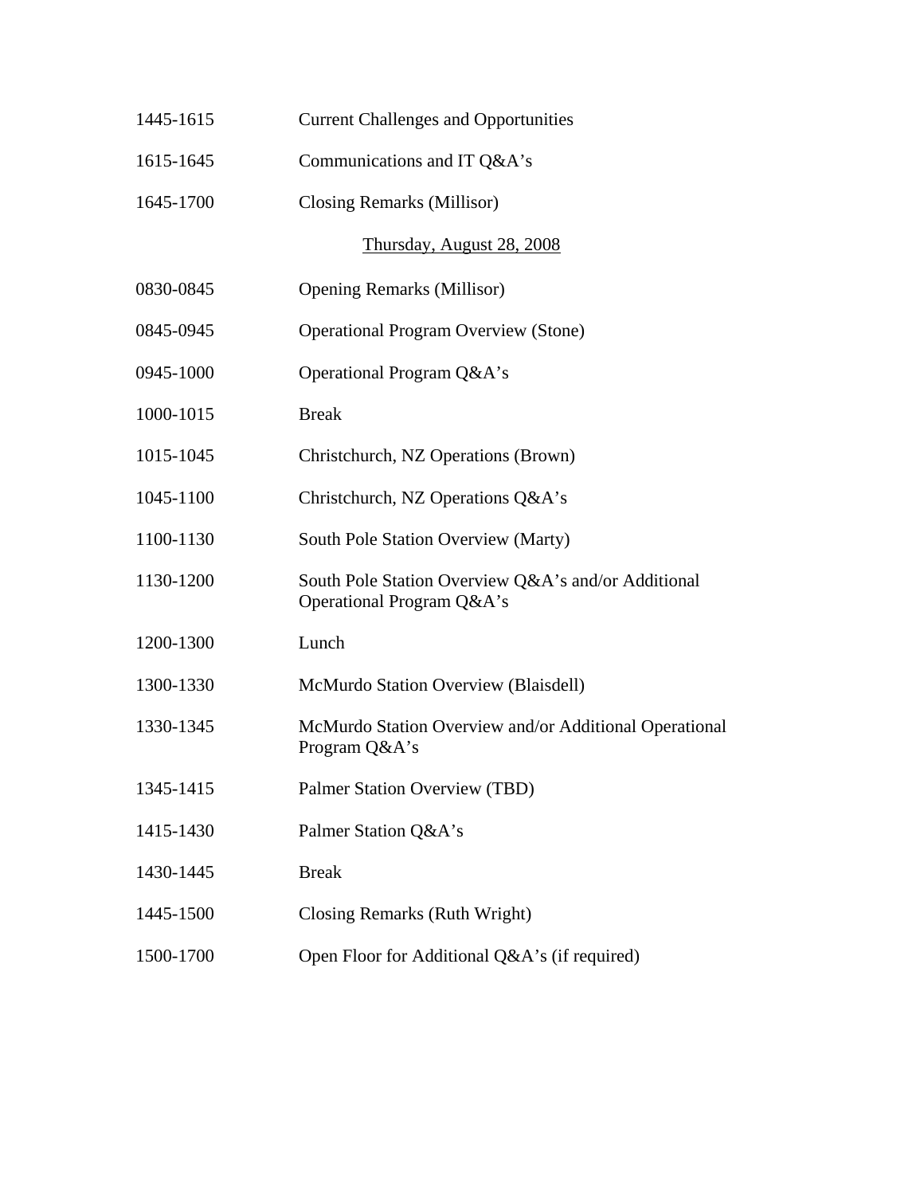| | |
|---|---|
| 1445-1615 | Current Challenges and Opportunities |
| 1615-1645 | Communications and IT Q&A's |
| 1645-1700 | Closing Remarks (Millisor) |

<u>Thursday, August 28, 2008</u>

| | |
|---|---|
| 0830-0845 | Opening Remarks (Millisor) |
| 0845-0945 | Operational Program Overview (Stone) |
| 0945-1000 | Operational Program Q&A's |
| 1000-1015 | Break |
| 1015-1045 | Christchurch, NZ Operations (Brown) |
| 1045-1100 | Christchurch, NZ Operations Q&A's |
| 1100-1130 | South Pole Station Overview (Marty) |
| 1130-1200 | South Pole Station Overview Q&A's and/or Additional Operational Program Q&A's |
| 1200-1300 | Lunch |
| 1300-1330 | McMurdo Station Overview (Blaisdell) |
| 1330-1345 | McMurdo Station Overview and/or Additional Operational Program Q&A's |
| 1345-1415 | Palmer Station Overview (TBD) |
| 1415-1430 | Palmer Station Q&A's |
| 1430-1445 | Break |
| 1445-1500 | Closing Remarks (Ruth Wright) |
| 1500-1700 | Open Floor for Additional Q&A's (if required) |